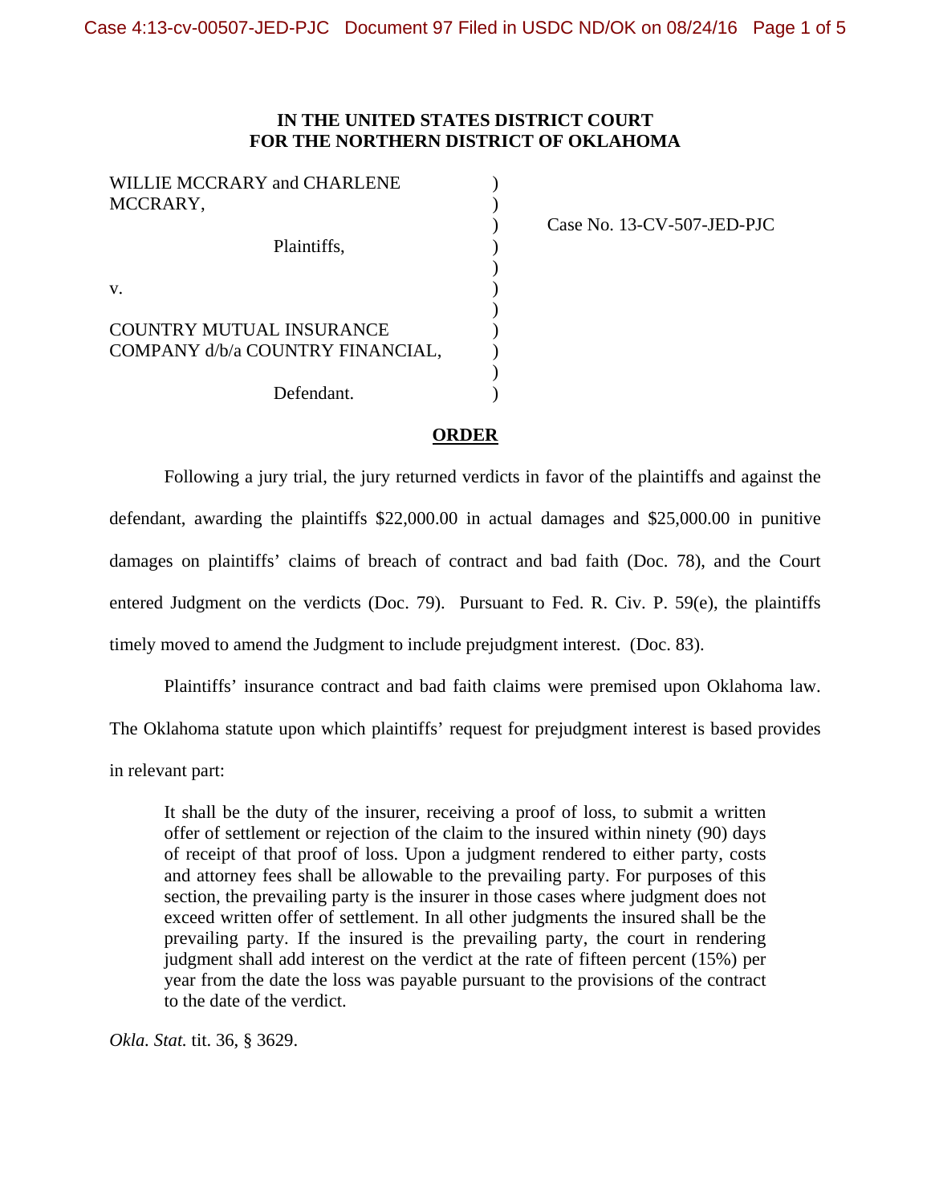**IN THE UNITED STATES DISTRICT COURT**
**FOR THE NORTHERN DISTRICT OF OKLAHOMA**

WILLIE MCCRARY and CHARLENE MCCRARY,

Plaintiffs,

v.

COUNTRY MUTUAL INSURANCE COMPANY d/b/a COUNTRY FINANCIAL,

Defendant.

Case No. 13-CV-507-JED-PJC

**ORDER**

Following a jury trial, the jury returned verdicts in favor of the plaintiffs and against the defendant, awarding the plaintiffs $22,000.00 in actual damages and $25,000.00 in punitive damages on plaintiffs' claims of breach of contract and bad faith (Doc. 78), and the Court entered Judgment on the verdicts (Doc. 79). Pursuant to Fed. R. Civ. P. 59(e), the plaintiffs timely moved to amend the Judgment to include prejudgment interest. (Doc. 83).

Plaintiffs' insurance contract and bad faith claims were premised upon Oklahoma law. The Oklahoma statute upon which plaintiffs' request for prejudgment interest is based provides in relevant part:

> It shall be the duty of the insurer, receiving a proof of loss, to submit a written offer of settlement or rejection of the claim to the insured within ninety (90) days of receipt of that proof of loss. Upon a judgment rendered to either party, costs and attorney fees shall be allowable to the prevailing party. For purposes of this section, the prevailing party is the insurer in those cases where judgment does not exceed written offer of settlement. In all other judgments the insured shall be the prevailing party. If the insured is the prevailing party, the court in rendering judgment shall add interest on the verdict at the rate of fifteen percent (15%) per year from the date the loss was payable pursuant to the provisions of the contract to the date of the verdict.

*Okla. Stat.* tit. 36, § 3629.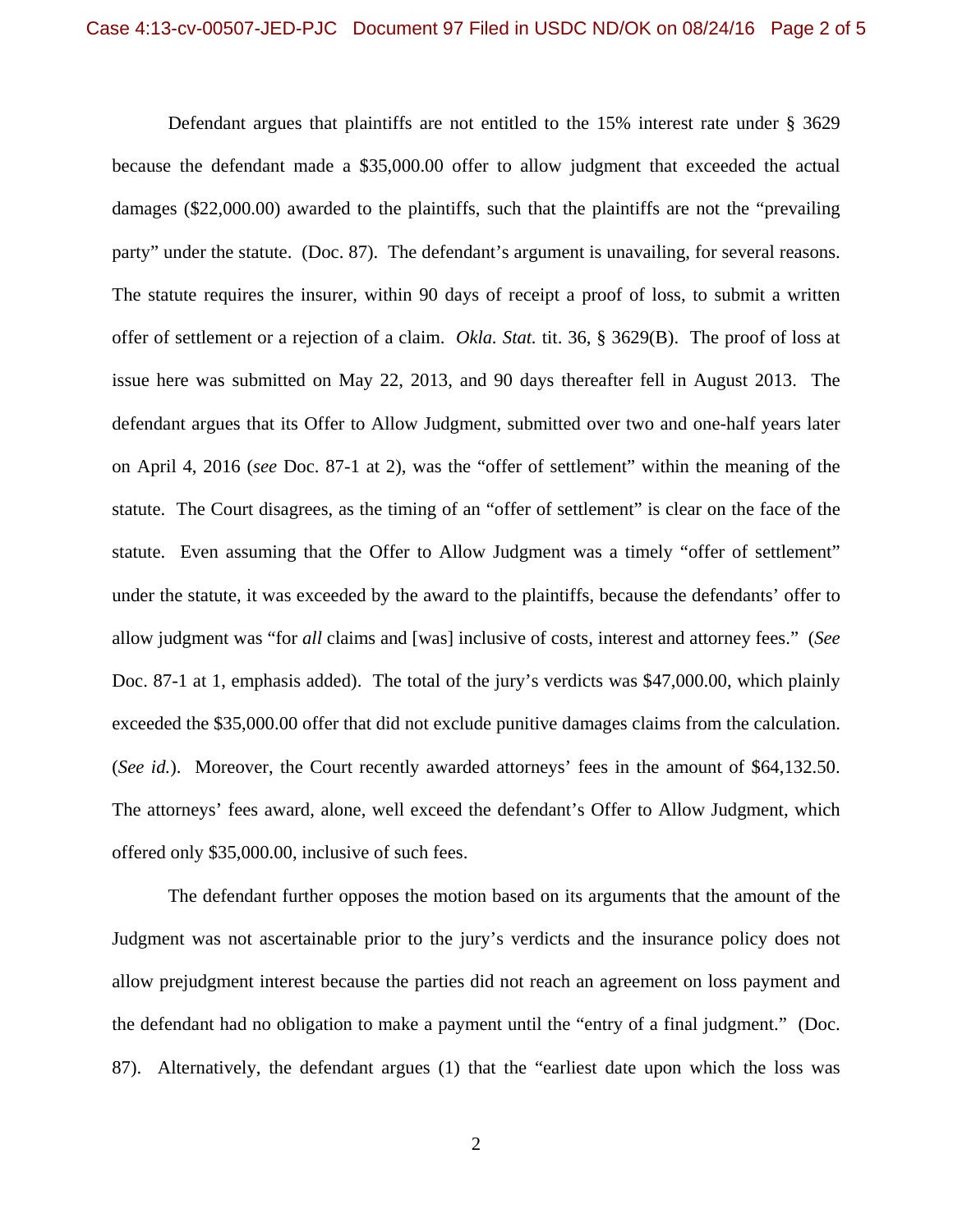Defendant argues that plaintiffs are not entitled to the 15% interest rate under § 3629 because the defendant made a $35,000.00 offer to allow judgment that exceeded the actual damages ($22,000.00) awarded to the plaintiffs, such that the plaintiffs are not the "prevailing party" under the statute. (Doc. 87). The defendant's argument is unavailing, for several reasons. The statute requires the insurer, within 90 days of receipt a proof of loss, to submit a written offer of settlement or a rejection of a claim. *Okla. Stat.* tit. 36, § 3629(B). The proof of loss at issue here was submitted on May 22, 2013, and 90 days thereafter fell in August 2013. The defendant argues that its Offer to Allow Judgment, submitted over two and one-half years later on April 4, 2016 (*see* Doc. 87-1 at 2), was the "offer of settlement" within the meaning of the statute. The Court disagrees, as the timing of an "offer of settlement" is clear on the face of the statute. Even assuming that the Offer to Allow Judgment was a timely "offer of settlement" under the statute, it was exceeded by the award to the plaintiffs, because the defendants' offer to allow judgment was "for *all* claims and [was] inclusive of costs, interest and attorney fees." (*See* Doc. 87-1 at 1, emphasis added). The total of the jury's verdicts was $47,000.00, which plainly exceeded the $35,000.00 offer that did not exclude punitive damages claims from the calculation. (*See id.*). Moreover, the Court recently awarded attorneys' fees in the amount of $64,132.50. The attorneys' fees award, alone, well exceed the defendant's Offer to Allow Judgment, which offered only $35,000.00, inclusive of such fees.

The defendant further opposes the motion based on its arguments that the amount of the Judgment was not ascertainable prior to the jury's verdicts and the insurance policy does not allow prejudgment interest because the parties did not reach an agreement on loss payment and the defendant had no obligation to make a payment until the "entry of a final judgment." (Doc. 87). Alternatively, the defendant argues (1) that the "earliest date upon which the loss was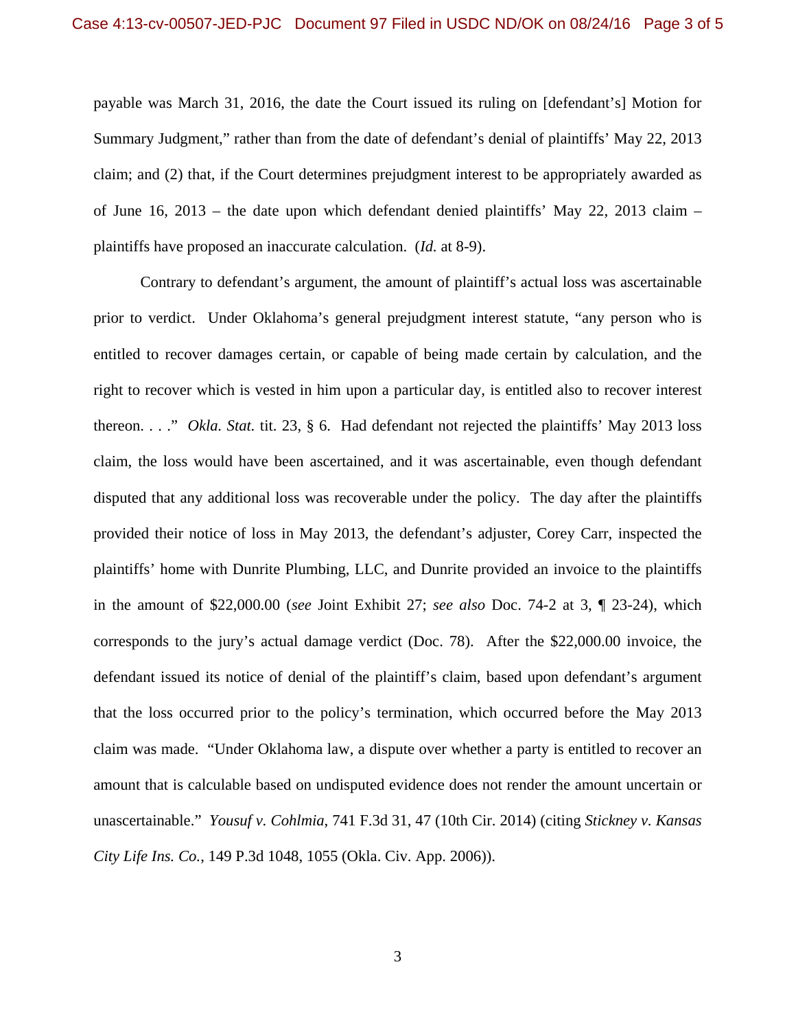payable was March 31, 2016, the date the Court issued its ruling on [defendant's] Motion for Summary Judgment," rather than from the date of defendant's denial of plaintiffs' May 22, 2013 claim; and (2) that, if the Court determines prejudgment interest to be appropriately awarded as of June 16, 2013 – the date upon which defendant denied plaintiffs' May 22, 2013 claim – plaintiffs have proposed an inaccurate calculation. (*Id.* at 8-9).

Contrary to defendant's argument, the amount of plaintiff's actual loss was ascertainable prior to verdict. Under Oklahoma's general prejudgment interest statute, "any person who is entitled to recover damages certain, or capable of being made certain by calculation, and the right to recover which is vested in him upon a particular day, is entitled also to recover interest thereon. . . ." *Okla. Stat.* tit. 23, § 6. Had defendant not rejected the plaintiffs' May 2013 loss claim, the loss would have been ascertained, and it was ascertainable, even though defendant disputed that any additional loss was recoverable under the policy. The day after the plaintiffs provided their notice of loss in May 2013, the defendant's adjuster, Corey Carr, inspected the plaintiffs' home with Dunrite Plumbing, LLC, and Dunrite provided an invoice to the plaintiffs in the amount of $22,000.00 (*see* Joint Exhibit 27; *see also* Doc. 74-2 at 3, ¶ 23-24), which corresponds to the jury's actual damage verdict (Doc. 78). After the $22,000.00 invoice, the defendant issued its notice of denial of the plaintiff's claim, based upon defendant's argument that the loss occurred prior to the policy's termination, which occurred before the May 2013 claim was made. "Under Oklahoma law, a dispute over whether a party is entitled to recover an amount that is calculable based on undisputed evidence does not render the amount uncertain or unascertainable." *Yousuf v. Cohlmia*, 741 F.3d 31, 47 (10th Cir. 2014) (citing *Stickney v. Kansas City Life Ins. Co.*, 149 P.3d 1048, 1055 (Okla. Civ. App. 2006)).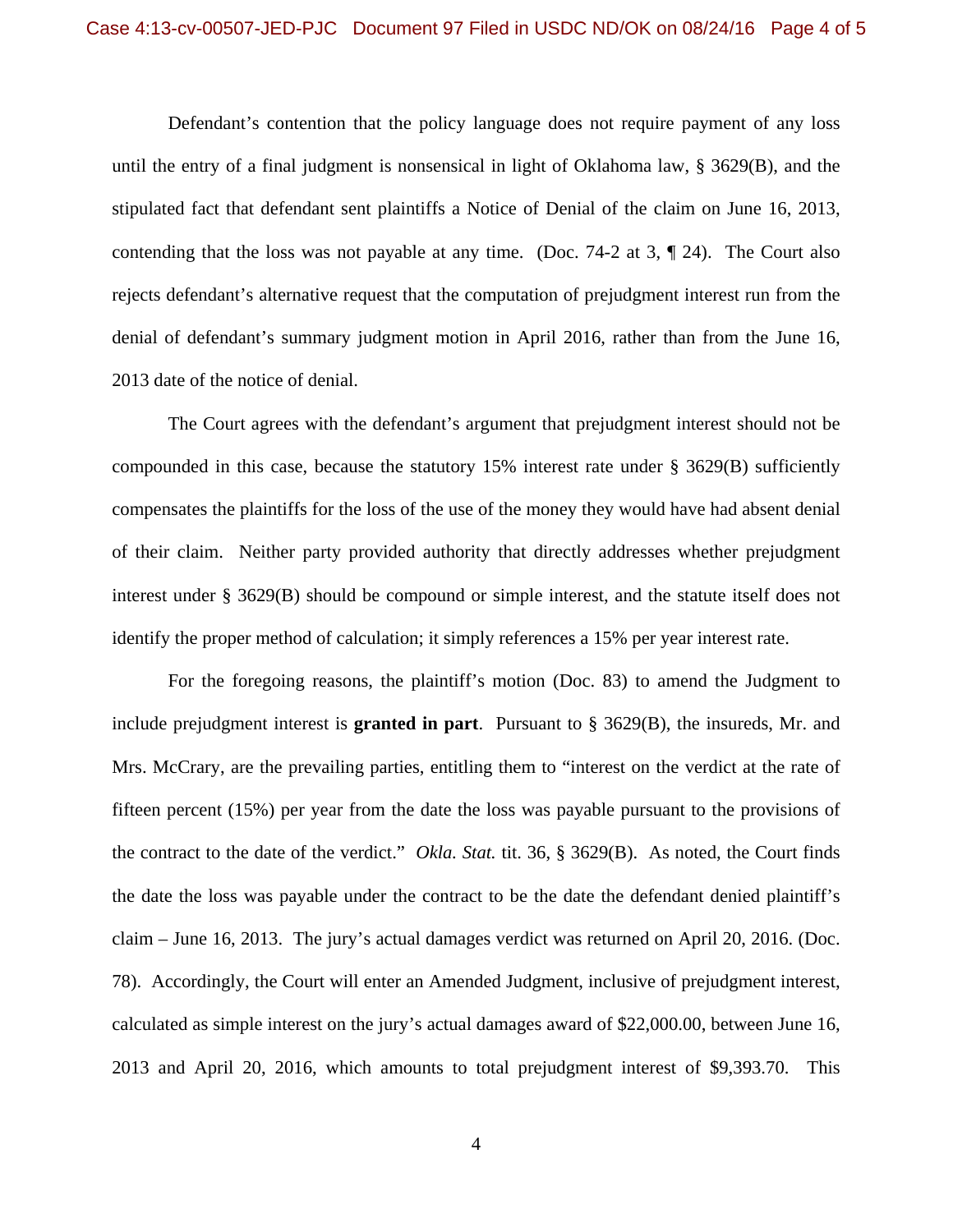Defendant's contention that the policy language does not require payment of any loss until the entry of a final judgment is nonsensical in light of Oklahoma law, § 3629(B), and the stipulated fact that defendant sent plaintiffs a Notice of Denial of the claim on June 16, 2013, contending that the loss was not payable at any time. (Doc. 74-2 at 3, ¶ 24). The Court also rejects defendant's alternative request that the computation of prejudgment interest run from the denial of defendant's summary judgment motion in April 2016, rather than from the June 16, 2013 date of the notice of denial.

The Court agrees with the defendant's argument that prejudgment interest should not be compounded in this case, because the statutory 15% interest rate under § 3629(B) sufficiently compensates the plaintiffs for the loss of the use of the money they would have had absent denial of their claim. Neither party provided authority that directly addresses whether prejudgment interest under § 3629(B) should be compound or simple interest, and the statute itself does not identify the proper method of calculation; it simply references a 15% per year interest rate.

For the foregoing reasons, the plaintiff's motion (Doc. 83) to amend the Judgment to include prejudgment interest is **granted in part**. Pursuant to § 3629(B), the insureds, Mr. and Mrs. McCrary, are the prevailing parties, entitling them to "interest on the verdict at the rate of fifteen percent (15%) per year from the date the loss was payable pursuant to the provisions of the contract to the date of the verdict." *Okla. Stat.* tit. 36, § 3629(B). As noted, the Court finds the date the loss was payable under the contract to be the date the defendant denied plaintiff's claim – June 16, 2013. The jury's actual damages verdict was returned on April 20, 2016. (Doc. 78). Accordingly, the Court will enter an Amended Judgment, inclusive of prejudgment interest, calculated as simple interest on the jury's actual damages award of $22,000.00, between June 16, 2013 and April 20, 2016, which amounts to total prejudgment interest of $9,393.70. This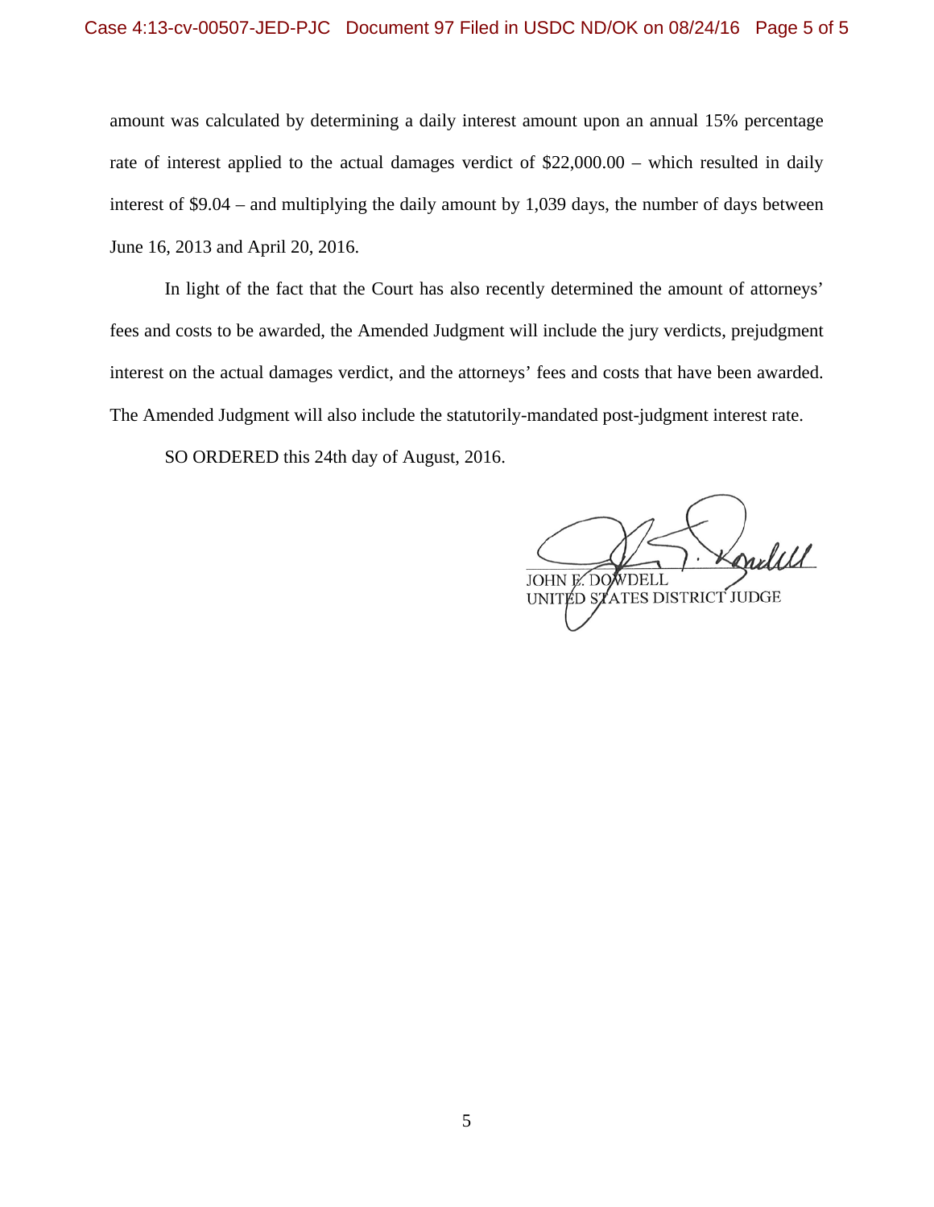amount was calculated by determining a daily interest amount upon an annual 15% percentage rate of interest applied to the actual damages verdict of $22,000.00 – which resulted in daily interest of $9.04 – and multiplying the daily amount by 1,039 days, the number of days between June 16, 2013 and April 20, 2016.

In light of the fact that the Court has also recently determined the amount of attorneys' fees and costs to be awarded, the Amended Judgment will include the jury verdicts, prejudgment interest on the actual damages verdict, and the attorneys' fees and costs that have been awarded. The Amended Judgment will also include the statutorily-mandated post-judgment interest rate.

SO ORDERED this 24th day of August, 2016.

JOHN E. DOWDELL
UNITED STATES DISTRICT JUDGE